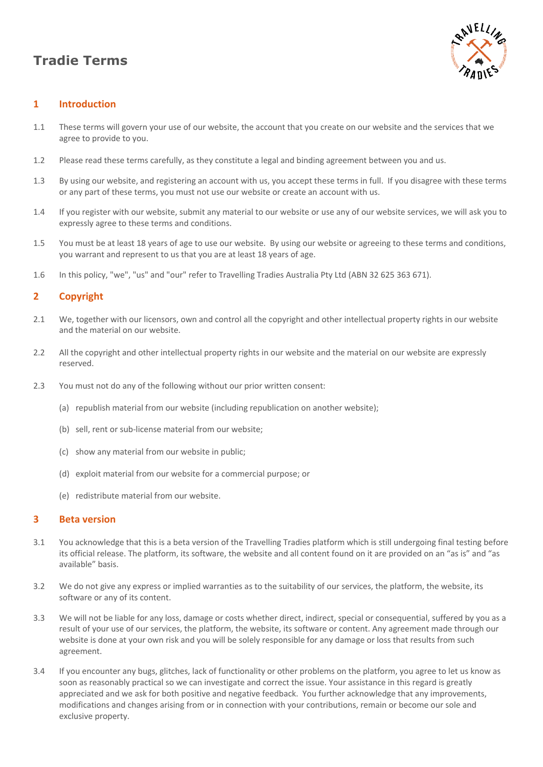# Tradie Terms

## 1 Introduction

1.1 These terms will govern your use of our website, the account that you create on our website and the services that we agree to provide to you.

1.2 Please read these terms carefully, as they constitute a legal and binding agreement between you and us.

1.3 By using our website, and registering an account with us, you accept these terms in full. If you disagree with these terms or any part of these terms, you must not use our website or create an account with us.

1.4 If you register with our website, submit any material to our website or use any of our website services, we will ask you to expressly agree to these terms and conditions.

1.5 You must be at least 18 years of age to use our website. By using our website or agreeing to these terms and conditions, you warrant and represent to us that you are at least 18 years of age.

1.6 In this policy, "we", "us" and "our" refer to Travelling Tradies Australia Pty Ltd (ABN 32 625 363 671).

## 2 Copyright

2.1 We, together with our licensors, own and control all the copyright and other intellectual property rights in our website and the material on our website.

2.2 All the copyright and other intellectual property rights in our website and the material on our website are expressly reserved.

2.3 You must not do any of the following without our prior written consent:

(a) republish material from our website (including republication on another website);

(b) sell, rent or sub-license material from our website;

(c) show any material from our website in public;

(d) exploit material from our website for a commercial purpose; or

(e) redistribute material from our website.

## 3 Beta version

3.1 You acknowledge that this is a beta version of the Travelling Tradies platform which is still undergoing final testing before its official release. The platform, its software, the website and all content found on it are provided on an "as is" and "as available" basis.

3.2 We do not give any express or implied warranties as to the suitability of our services, the platform, the website, its software or any of its content.

3.3 We will not be liable for any loss, damage or costs whether direct, indirect, special or consequential, suffered by you as a result of your use of our services, the platform, the website, its software or content. Any agreement made through our website is done at your own risk and you will be solely responsible for any damage or loss that results from such agreement.

3.4 If you encounter any bugs, glitches, lack of functionality or other problems on the platform, you agree to let us know as soon as reasonably practical so we can investigate and correct the issue. Your assistance in this regard is greatly appreciated and we ask for both positive and negative feedback. You further acknowledge that any improvements, modifications and changes arising from or in connection with your contributions, remain or become our sole and exclusive property.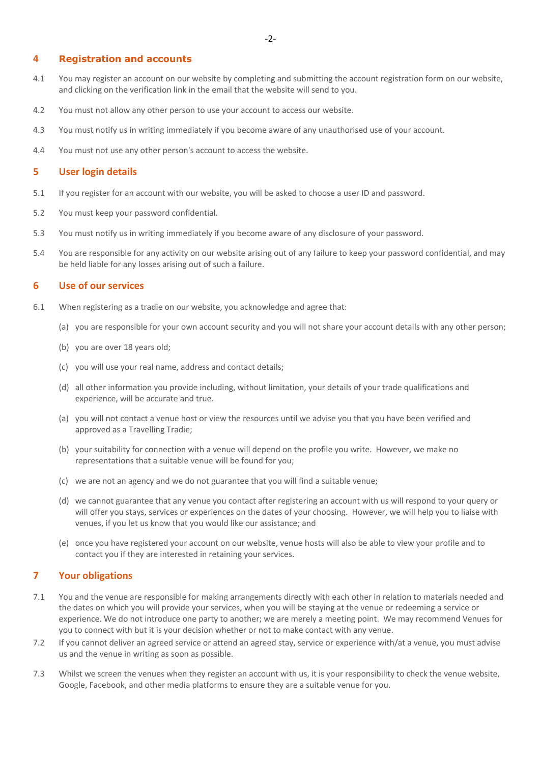## 4 Registration and accounts

4.1 You may register an account on our website by completing and submitting the account registration form on our website, and clicking on the verification link in the email that the website will send to you.

4.2 You must not allow any other person to use your account to access our website.

4.3 You must notify us in writing immediately if you become aware of any unauthorised use of your account.

4.4 You must not use any other person's account to access the website.

## 5 User login details

5.1 If you register for an account with our website, you will be asked to choose a user ID and password.

5.2 You must keep your password confidential.

5.3 You must notify us in writing immediately if you become aware of any disclosure of your password.

5.4 You are responsible for any activity on our website arising out of any failure to keep your password confidential, and may be held liable for any losses arising out of such a failure.

## 6 Use of our services

6.1 When registering as a tradie on our website, you acknowledge and agree that:

(a) you are responsible for your own account security and you will not share your account details with any other person;

(b) you are over 18 years old;

(c) you will use your real name, address and contact details;

(d) all other information you provide including, without limitation, your details of your trade qualifications and experience, will be accurate and true.

(a) you will not contact a venue host or view the resources until we advise you that you have been verified and approved as a Travelling Tradie;

(b) your suitability for connection with a venue will depend on the profile you write. However, we make no representations that a suitable venue will be found for you;

(c) we are not an agency and we do not guarantee that you will find a suitable venue;

(d) we cannot guarantee that any venue you contact after registering an account with us will respond to your query or will offer you stays, services or experiences on the dates of your choosing. However, we will help you to liaise with venues, if you let us know that you would like our assistance; and

(e) once you have registered your account on our website, venue hosts will also be able to view your profile and to contact you if they are interested in retaining your services.

## 7 Your obligations

7.1 You and the venue are responsible for making arrangements directly with each other in relation to materials needed and the dates on which you will provide your services, when you will be staying at the venue or redeeming a service or experience. We do not introduce one party to another; we are merely a meeting point. We may recommend Venues for you to connect with but it is your decision whether or not to make contact with any venue.

7.2 If you cannot deliver an agreed service or attend an agreed stay, service or experience with/at a venue, you must advise us and the venue in writing as soon as possible.

7.3 Whilst we screen the venues when they register an account with us, it is your responsibility to check the venue website, Google, Facebook, and other media platforms to ensure they are a suitable venue for you.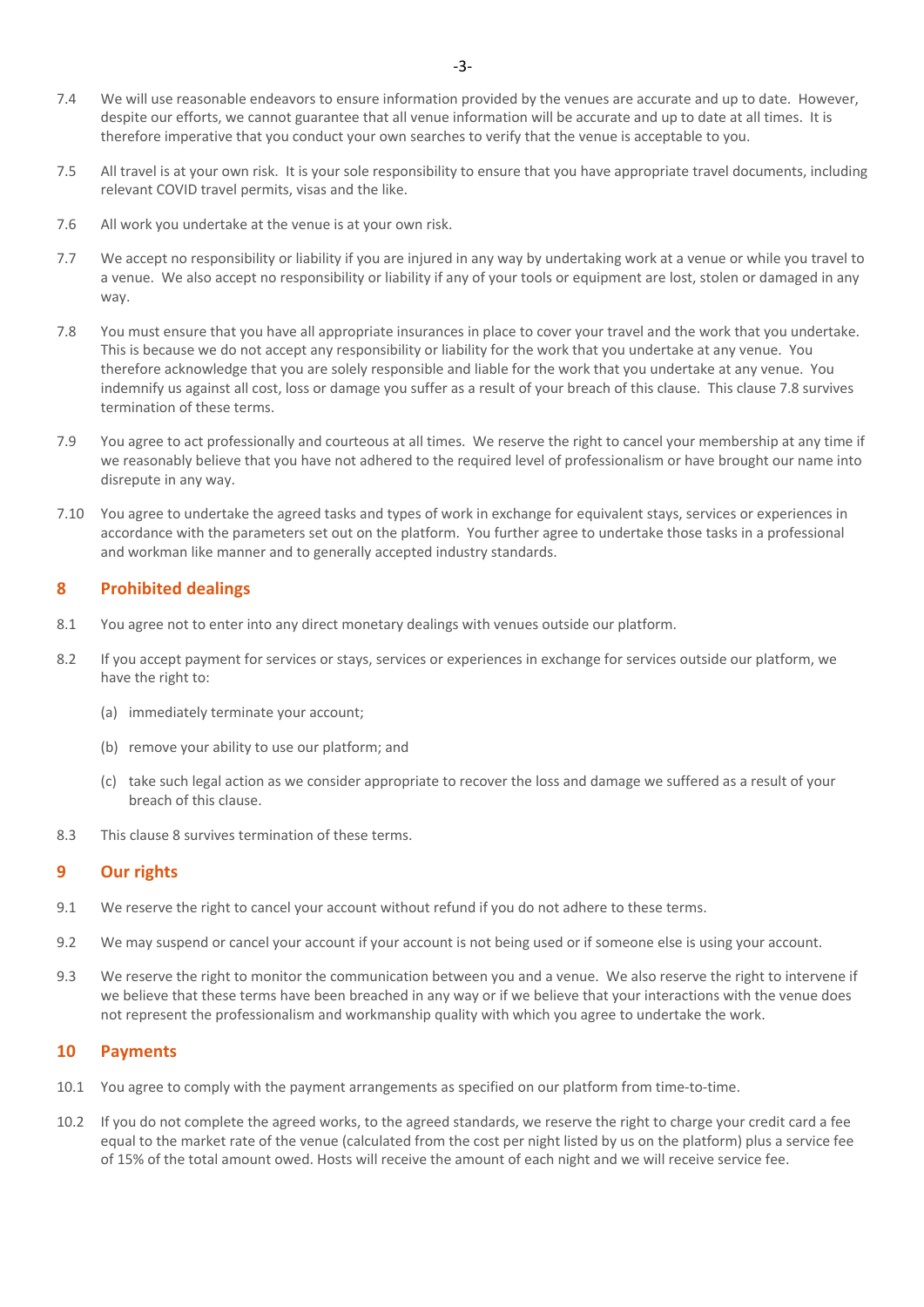7.4 We will use reasonable endeavors to ensure information provided by the venues are accurate and up to date. However, despite our efforts, we cannot guarantee that all venue information will be accurate and up to date at all times. It is therefore imperative that you conduct your own searches to verify that the venue is acceptable to you.

7.5 All travel is at your own risk. It is your sole responsibility to ensure that you have appropriate travel documents, including relevant COVID travel permits, visas and the like.

7.6 All work you undertake at the venue is at your own risk.

7.7 We accept no responsibility or liability if you are injured in any way by undertaking work at a venue or while you travel to a venue. We also accept no responsibility or liability if any of your tools or equipment are lost, stolen or damaged in any way.

7.8 You must ensure that you have all appropriate insurances in place to cover your travel and the work that you undertake. This is because we do not accept any responsibility or liability for the work that you undertake at any venue. You therefore acknowledge that you are solely responsible and liable for the work that you undertake at any venue. You indemnify us against all cost, loss or damage you suffer as a result of your breach of this clause. This clause 7.8 survives termination of these terms.

7.9 You agree to act professionally and courteous at all times. We reserve the right to cancel your membership at any time if we reasonably believe that you have not adhered to the required level of professionalism or have brought our name into disrepute in any way.

7.10 You agree to undertake the agreed tasks and types of work in exchange for equivalent stays, services or experiences in accordance with the parameters set out on the platform. You further agree to undertake those tasks in a professional and workman like manner and to generally accepted industry standards.

## 8 Prohibited dealings

8.1 You agree not to enter into any direct monetary dealings with venues outside our platform.

8.2 If you accept payment for services or stays, services or experiences in exchange for services outside our platform, we have the right to:

(a) immediately terminate your account;

(b) remove your ability to use our platform; and

(c) take such legal action as we consider appropriate to recover the loss and damage we suffered as a result of your breach of this clause.

8.3 This clause 8 survives termination of these terms.

## 9 Our rights

9.1 We reserve the right to cancel your account without refund if you do not adhere to these terms.

9.2 We may suspend or cancel your account if your account is not being used or if someone else is using your account.

9.3 We reserve the right to monitor the communication between you and a venue. We also reserve the right to intervene if we believe that these terms have been breached in any way or if we believe that your interactions with the venue does not represent the professionalism and workmanship quality with which you agree to undertake the work.

## 10 Payments

10.1 You agree to comply with the payment arrangements as specified on our platform from time-to-time.

10.2 If you do not complete the agreed works, to the agreed standards, we reserve the right to charge your credit card a fee equal to the market rate of the venue (calculated from the cost per night listed by us on the platform) plus a service fee of 15% of the total amount owed. Hosts will receive the amount of each night and we will receive service fee.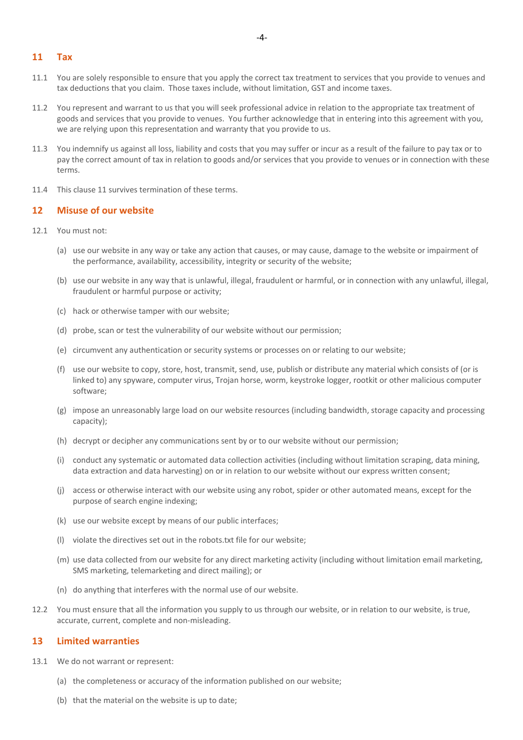## 11 Tax

11.1 You are solely responsible to ensure that you apply the correct tax treatment to services that you provide to venues and tax deductions that you claim. Those taxes include, without limitation, GST and income taxes.

11.2 You represent and warrant to us that you will seek professional advice in relation to the appropriate tax treatment of goods and services that you provide to venues. You further acknowledge that in entering into this agreement with you, we are relying upon this representation and warranty that you provide to us.

11.3 You indemnify us against all loss, liability and costs that you may suffer or incur as a result of the failure to pay tax or to pay the correct amount of tax in relation to goods and/or services that you provide to venues or in connection with these terms.

11.4 This clause 11 survives termination of these terms.

## 12 Misuse of our website

12.1 You must not:

(a) use our website in any way or take any action that causes, or may cause, damage to the website or impairment of the performance, availability, accessibility, integrity or security of the website;

(b) use our website in any way that is unlawful, illegal, fraudulent or harmful, or in connection with any unlawful, illegal, fraudulent or harmful purpose or activity;

(c) hack or otherwise tamper with our website;

(d) probe, scan or test the vulnerability of our website without our permission;

(e) circumvent any authentication or security systems or processes on or relating to our website;

(f) use our website to copy, store, host, transmit, send, use, publish or distribute any material which consists of (or is linked to) any spyware, computer virus, Trojan horse, worm, keystroke logger, rootkit or other malicious computer software;

(g) impose an unreasonably large load on our website resources (including bandwidth, storage capacity and processing capacity);

(h) decrypt or decipher any communications sent by or to our website without our permission;

(i) conduct any systematic or automated data collection activities (including without limitation scraping, data mining, data extraction and data harvesting) on or in relation to our website without our express written consent;

(j) access or otherwise interact with our website using any robot, spider or other automated means, except for the purpose of search engine indexing;

(k) use our website except by means of our public interfaces;

(l) violate the directives set out in the robots.txt file for our website;

(m) use data collected from our website for any direct marketing activity (including without limitation email marketing, SMS marketing, telemarketing and direct mailing); or

(n) do anything that interferes with the normal use of our website.

12.2 You must ensure that all the information you supply to us through our website, or in relation to our website, is true, accurate, current, complete and non-misleading.

## 13 Limited warranties

13.1 We do not warrant or represent:

(a) the completeness or accuracy of the information published on our website;

(b) that the material on the website is up to date;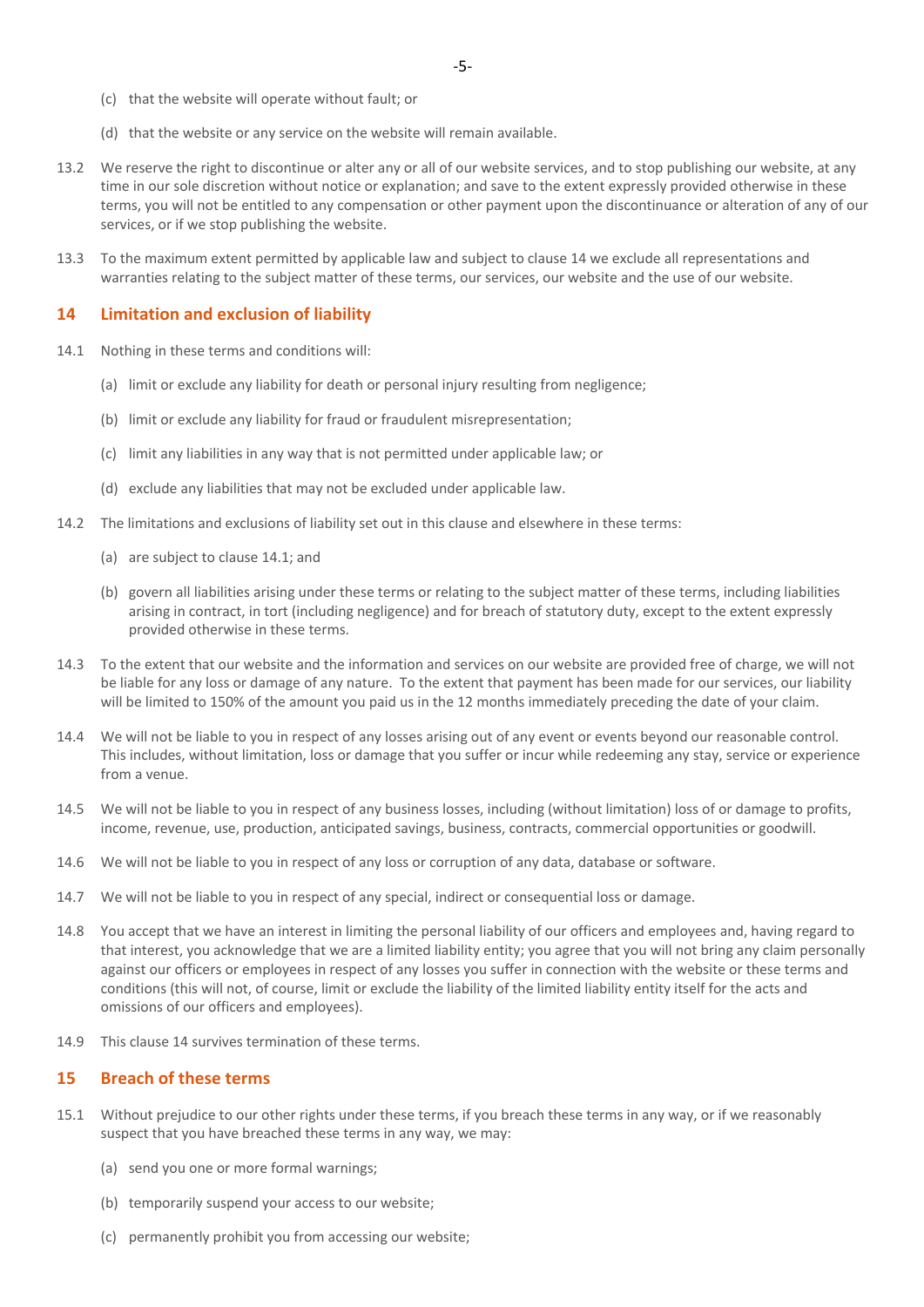(c) that the website will operate without fault; or

(d) that the website or any service on the website will remain available.

13.2 We reserve the right to discontinue or alter any or all of our website services, and to stop publishing our website, at any time in our sole discretion without notice or explanation; and save to the extent expressly provided otherwise in these terms, you will not be entitled to any compensation or other payment upon the discontinuance or alteration of any of our services, or if we stop publishing the website.

13.3 To the maximum extent permitted by applicable law and subject to clause 14 we exclude all representations and warranties relating to the subject matter of these terms, our services, our website and the use of our website.

## 14 Limitation and exclusion of liability

14.1 Nothing in these terms and conditions will:

(a) limit or exclude any liability for death or personal injury resulting from negligence;

(b) limit or exclude any liability for fraud or fraudulent misrepresentation;

(c) limit any liabilities in any way that is not permitted under applicable law; or

(d) exclude any liabilities that may not be excluded under applicable law.

14.2 The limitations and exclusions of liability set out in this clause and elsewhere in these terms:

(a) are subject to clause 14.1; and

(b) govern all liabilities arising under these terms or relating to the subject matter of these terms, including liabilities arising in contract, in tort (including negligence) and for breach of statutory duty, except to the extent expressly provided otherwise in these terms.

14.3 To the extent that our website and the information and services on our website are provided free of charge, we will not be liable for any loss or damage of any nature. To the extent that payment has been made for our services, our liability will be limited to 150% of the amount you paid us in the 12 months immediately preceding the date of your claim.

14.4 We will not be liable to you in respect of any losses arising out of any event or events beyond our reasonable control. This includes, without limitation, loss or damage that you suffer or incur while redeeming any stay, service or experience from a venue.

14.5 We will not be liable to you in respect of any business losses, including (without limitation) loss of or damage to profits, income, revenue, use, production, anticipated savings, business, contracts, commercial opportunities or goodwill.

14.6 We will not be liable to you in respect of any loss or corruption of any data, database or software.

14.7 We will not be liable to you in respect of any special, indirect or consequential loss or damage.

14.8 You accept that we have an interest in limiting the personal liability of our officers and employees and, having regard to that interest, you acknowledge that we are a limited liability entity; you agree that you will not bring any claim personally against our officers or employees in respect of any losses you suffer in connection with the website or these terms and conditions (this will not, of course, limit or exclude the liability of the limited liability entity itself for the acts and omissions of our officers and employees).

14.9 This clause 14 survives termination of these terms.

## 15 Breach of these terms

15.1 Without prejudice to our other rights under these terms, if you breach these terms in any way, or if we reasonably suspect that you have breached these terms in any way, we may:

(a) send you one or more formal warnings;

(b) temporarily suspend your access to our website;

(c) permanently prohibit you from accessing our website;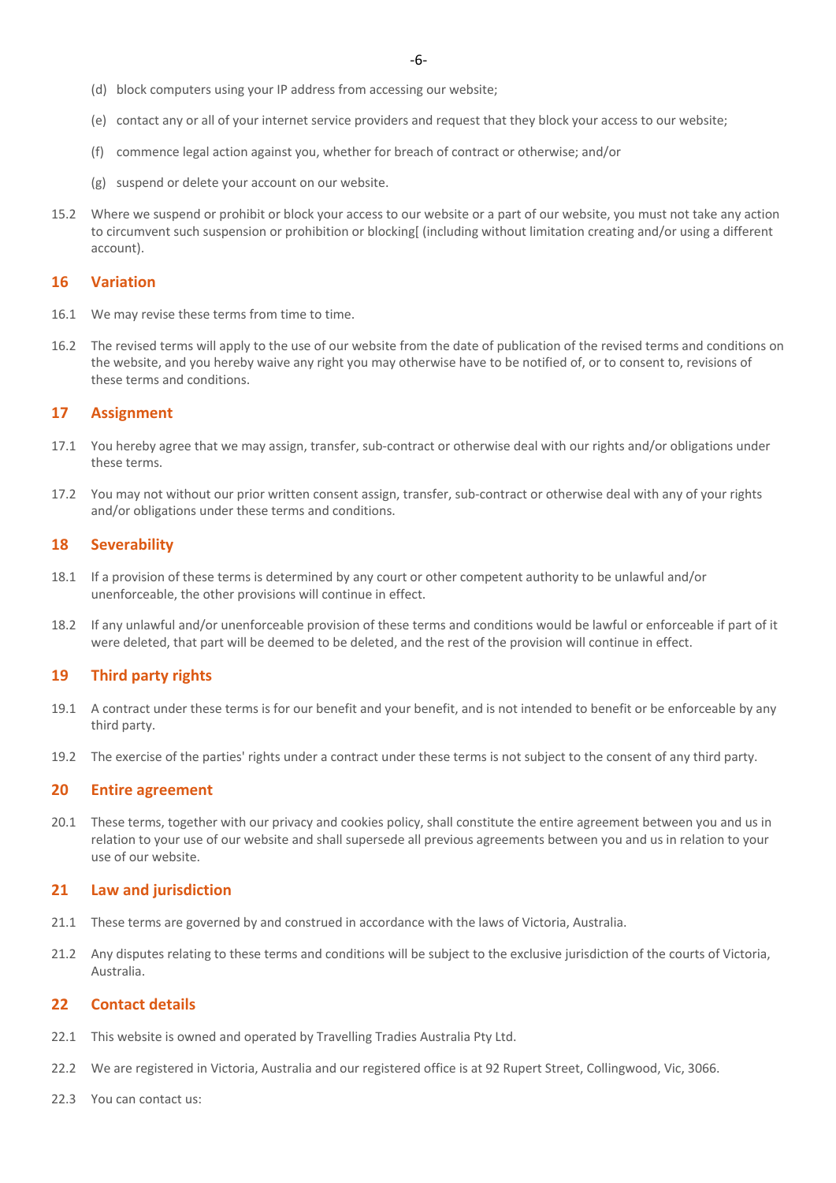(d) block computers using your IP address from accessing our website;

(e) contact any or all of your internet service providers and request that they block your access to our website;

(f) commence legal action against you, whether for breach of contract or otherwise; and/or

(g) suspend or delete your account on our website.

15.2 Where we suspend or prohibit or block your access to our website or a part of our website, you must not take any action to circumvent such suspension or prohibition or blocking[ (including without limitation creating and/or using a different account).

## 16 Variation

16.1 We may revise these terms from time to time.

16.2 The revised terms will apply to the use of our website from the date of publication of the revised terms and conditions on the website, and you hereby waive any right you may otherwise have to be notified of, or to consent to, revisions of these terms and conditions.

## 17 Assignment

17.1 You hereby agree that we may assign, transfer, sub-contract or otherwise deal with our rights and/or obligations under these terms.

17.2 You may not without our prior written consent assign, transfer, sub-contract or otherwise deal with any of your rights and/or obligations under these terms and conditions.

## 18 Severability

18.1 If a provision of these terms is determined by any court or other competent authority to be unlawful and/or unenforceable, the other provisions will continue in effect.

18.2 If any unlawful and/or unenforceable provision of these terms and conditions would be lawful or enforceable if part of it were deleted, that part will be deemed to be deleted, and the rest of the provision will continue in effect.

## 19 Third party rights

19.1 A contract under these terms is for our benefit and your benefit, and is not intended to benefit or be enforceable by any third party.

19.2 The exercise of the parties' rights under a contract under these terms is not subject to the consent of any third party.

## 20 Entire agreement

20.1 These terms, together with our privacy and cookies policy, shall constitute the entire agreement between you and us in relation to your use of our website and shall supersede all previous agreements between you and us in relation to your use of our website.

## 21 Law and jurisdiction

21.1 These terms are governed by and construed in accordance with the laws of Victoria, Australia.

21.2 Any disputes relating to these terms and conditions will be subject to the exclusive jurisdiction of the courts of Victoria, Australia.

## 22 Contact details

22.1 This website is owned and operated by Travelling Tradies Australia Pty Ltd.

22.2 We are registered in Victoria, Australia and our registered office is at 92 Rupert Street, Collingwood, Vic, 3066.

22.3 You can contact us: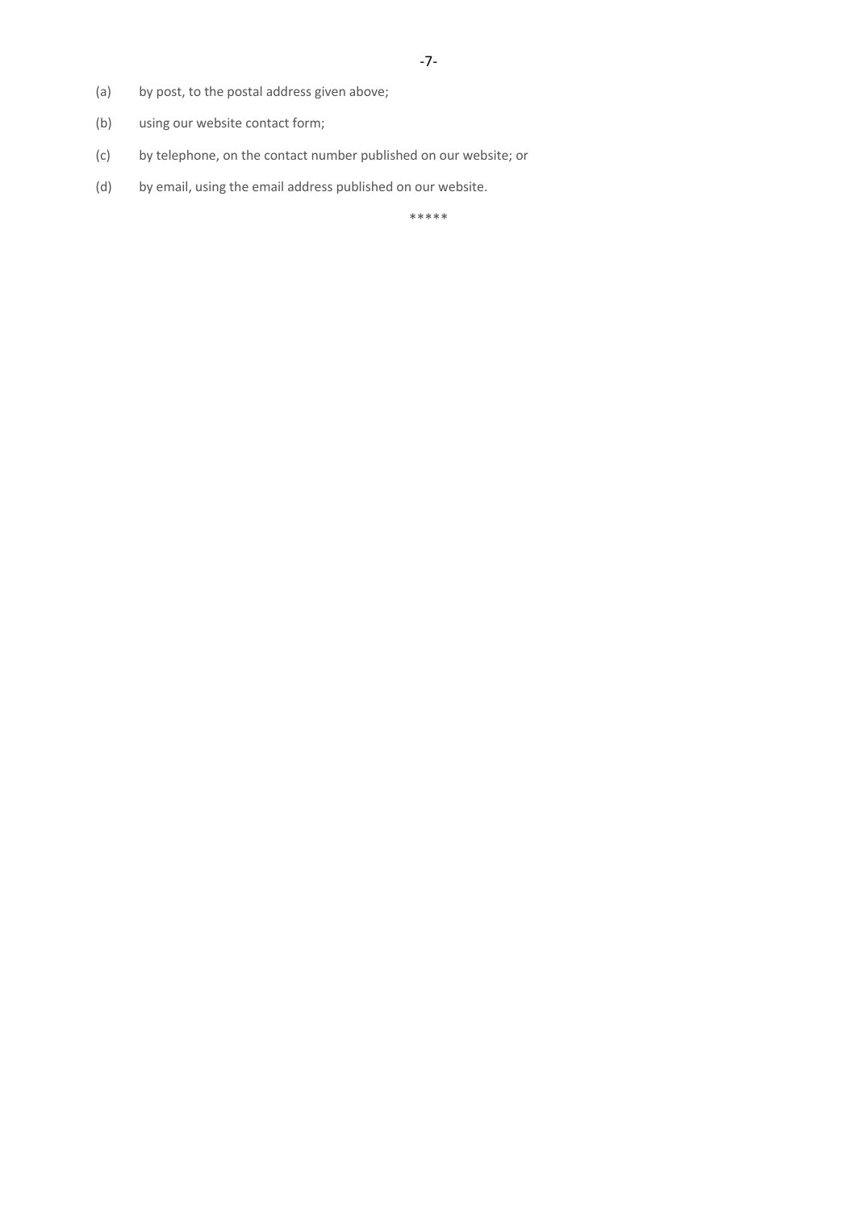(a) by post, to the postal address given above;

(b) using our website contact form;

(c) by telephone, on the contact number published on our website; or

(d) by email, using the email address published on our website.

*****